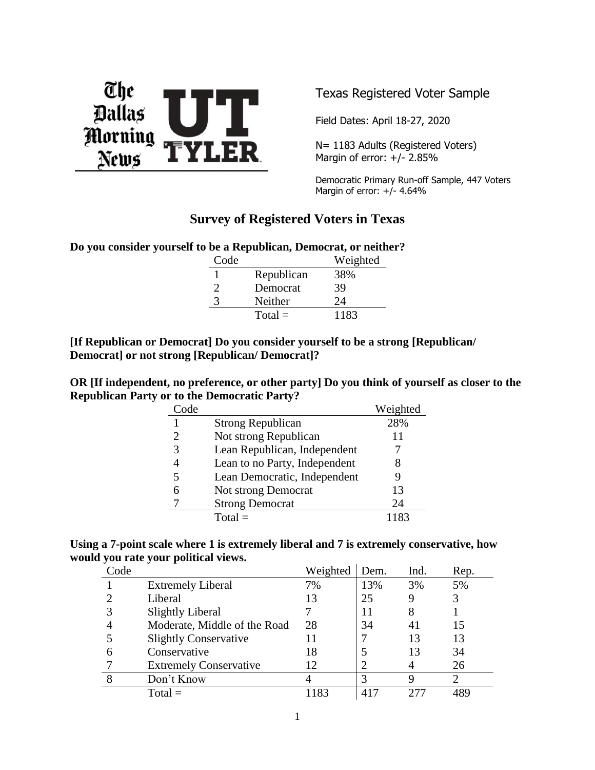Texas Registered Voter Sample

Field Dates: April 18-27, 2020

N= 1183 Adults (Registered Voters)
Margin of error: +/- 2.85%

Democratic Primary Run-off Sample, 447 Voters
Margin of error: +/- 4.64%

# Survey of Registered Voters in Texas

**Do you consider yourself to be a Republican, Democrat, or neither?**

| Code | | Weighted |
|---|---|---|
| 1 | Republican | 38% |
| 2 | Democrat | 39 |
| 3 | Neither | 24 |
| | Total = | 1183 |

**[If Republican or Democrat] Do you consider yourself to be a strong [Republican/ Democrat] or not strong [Republican/ Democrat]?**

**OR [If independent, no preference, or other party] Do you think of yourself as closer to the Republican Party or to the Democratic Party?**

| Code | | Weighted |
|---|---|---|
| 1 | Strong Republican | 28% |
| 2 | Not strong Republican | 11 |
| 3 | Lean Republican, Independent | 7 |
| 4 | Lean to no Party, Independent | 8 |
| 5 | Lean Democratic, Independent | 9 |
| 6 | Not strong Democrat | 13 |
| 7 | Strong Democrat | 24 |
| | Total = | 1183 |

**Using a 7-point scale where 1 is extremely liberal and 7 is extremely conservative, how would you rate your political views.**

| Code | | Weighted | Dem. | Ind. | Rep. |
|---|---|---|---|---|---|
| 1 | Extremely Liberal | 7% | 13% | 3% | 5% |
| 2 | Liberal | 13 | 25 | 9 | 3 |
| 3 | Slightly Liberal | 7 | 11 | 8 | 1 |
| 4 | Moderate, Middle of the Road | 28 | 34 | 41 | 15 |
| 5 | Slightly Conservative | 11 | 7 | 13 | 13 |
| 6 | Conservative | 18 | 5 | 13 | 34 |
| 7 | Extremely Conservative | 12 | 2 | 4 | 26 |
| 8 | Don't Know | 4 | 3 | 9 | 2 |
| | Total = | 1183 | 417 | 277 | 489 |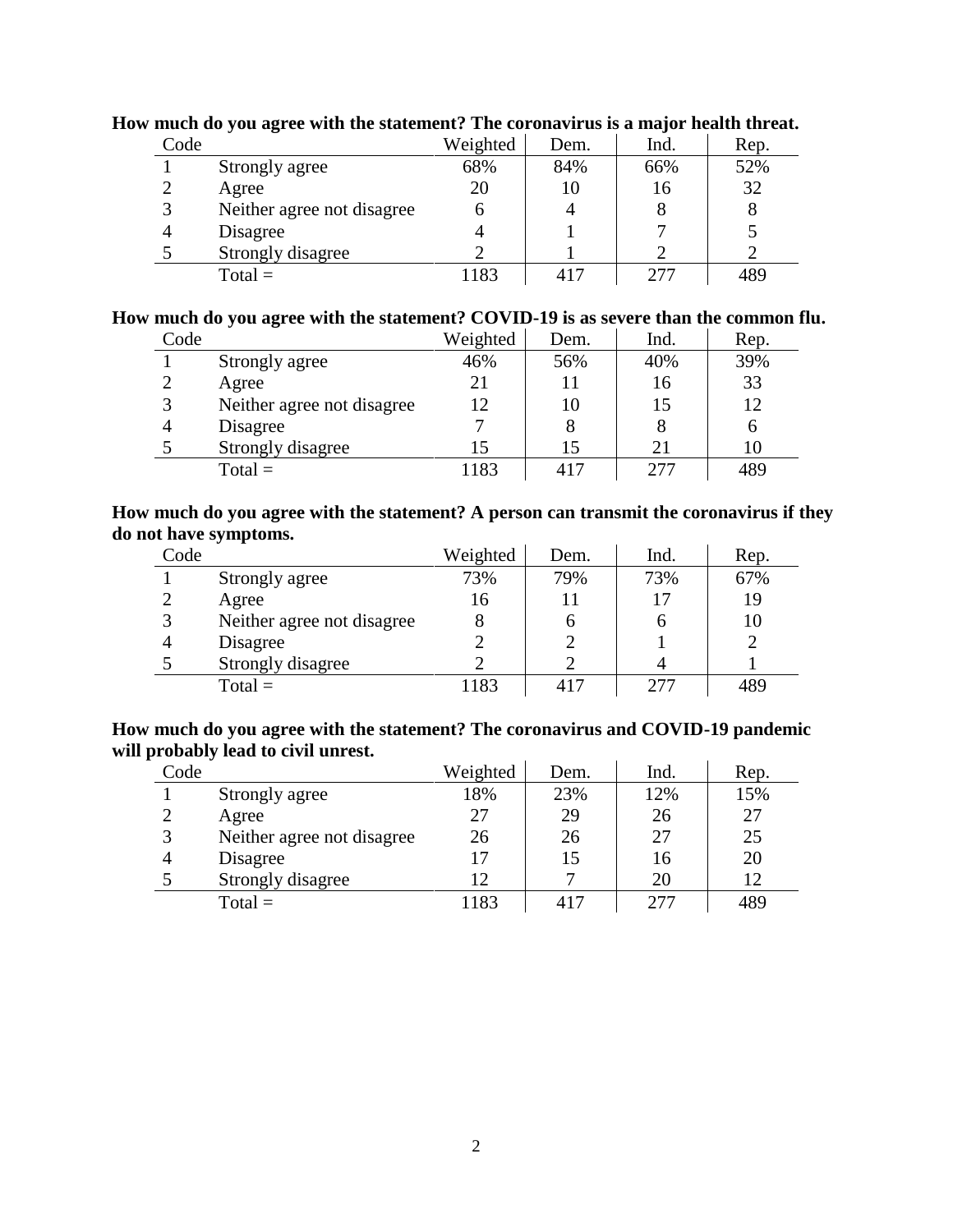**How much do you agree with the statement? The coronavirus is a major health threat.**

| Code | | Weighted | Dem. | Ind. | Rep. |
|---|---|---|---|---|---|
| 1 | Strongly agree | 68% | 84% | 66% | 52% |
| 2 | Agree | 20 | 10 | 16 | 32 |
| 3 | Neither agree not disagree | 6 | 4 | 8 | 8 |
| 4 | Disagree | 4 | 1 | 7 | 5 |
| 5 | Strongly disagree | 2 | 1 | 2 | 2 |
| | Total = | 1183 | 417 | 277 | 489 |

**How much do you agree with the statement? COVID-19 is as severe than the common flu.**

| Code | | Weighted | Dem. | Ind. | Rep. |
|---|---|---|---|---|---|
| 1 | Strongly agree | 46% | 56% | 40% | 39% |
| 2 | Agree | 21 | 11 | 16 | 33 |
| 3 | Neither agree not disagree | 12 | 10 | 15 | 12 |
| 4 | Disagree | 7 | 8 | 8 | 6 |
| 5 | Strongly disagree | 15 | 15 | 21 | 10 |
| | Total = | 1183 | 417 | 277 | 489 |

**How much do you agree with the statement? A person can transmit the coronavirus if they do not have symptoms.**

| Code | | Weighted | Dem. | Ind. | Rep. |
|---|---|---|---|---|---|
| 1 | Strongly agree | 73% | 79% | 73% | 67% |
| 2 | Agree | 16 | 11 | 17 | 19 |
| 3 | Neither agree not disagree | 8 | 6 | 6 | 10 |
| 4 | Disagree | 2 | 2 | 1 | 2 |
| 5 | Strongly disagree | 2 | 2 | 4 | 1 |
| | Total = | 1183 | 417 | 277 | 489 |

**How much do you agree with the statement? The coronavirus and COVID-19 pandemic will probably lead to civil unrest.**

| Code | | Weighted | Dem. | Ind. | Rep. |
|---|---|---|---|---|---|
| 1 | Strongly agree | 18% | 23% | 12% | 15% |
| 2 | Agree | 27 | 29 | 26 | 27 |
| 3 | Neither agree not disagree | 26 | 26 | 27 | 25 |
| 4 | Disagree | 17 | 15 | 16 | 20 |
| 5 | Strongly disagree | 12 | 7 | 20 | 12 |
| | Total = | 1183 | 417 | 277 | 489 |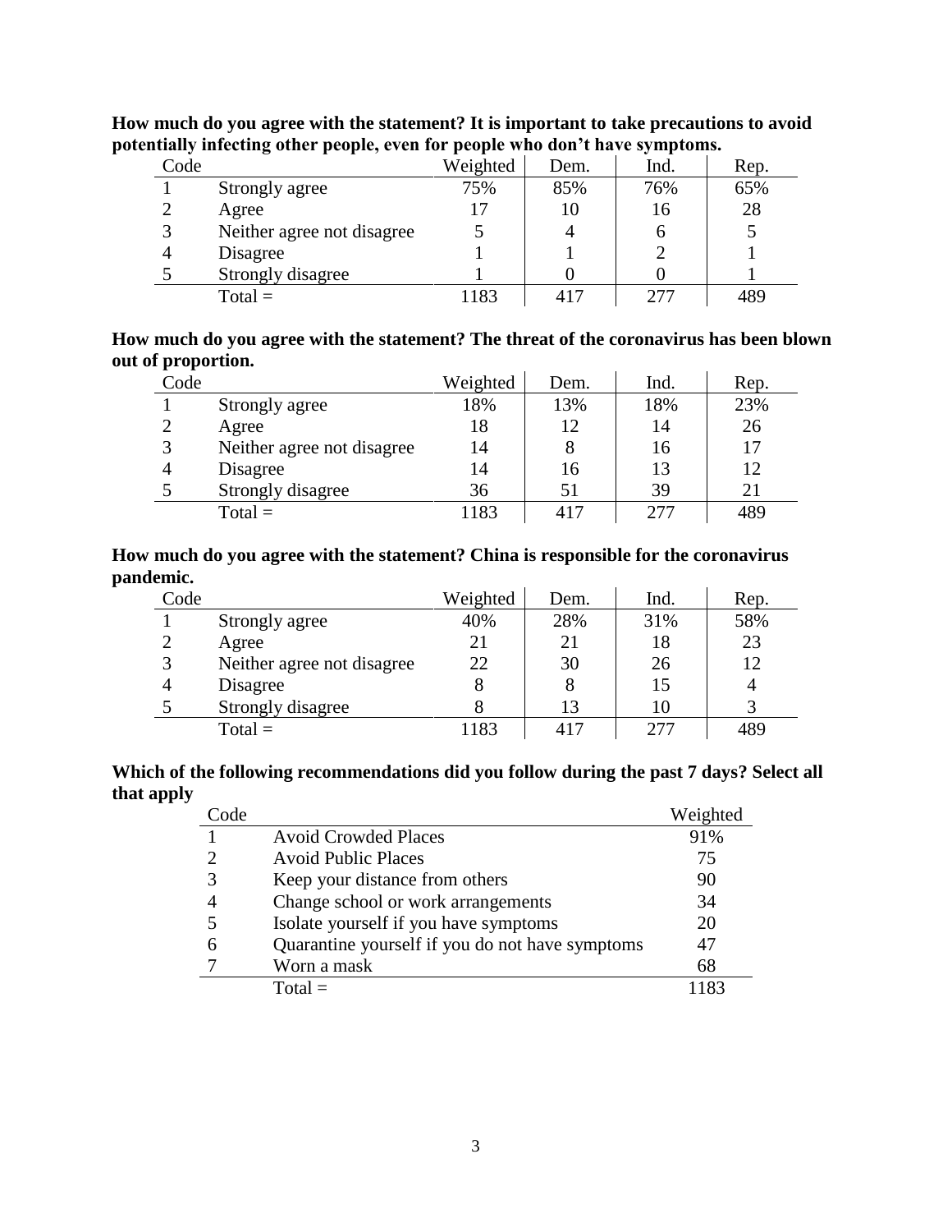**How much do you agree with the statement? It is important to take precautions to avoid potentially infecting other people, even for people who don't have symptoms.**

| Code | | Weighted | Dem. | Ind. | Rep. |
|---|---|---|---|---|---|
| 1 | Strongly agree | 75% | 85% | 76% | 65% |
| 2 | Agree | 17 | 10 | 16 | 28 |
| 3 | Neither agree not disagree | 5 | 4 | 6 | 5 |
| 4 | Disagree | 1 | 1 | 2 | 1 |
| 5 | Strongly disagree | 1 | 0 | 0 | 1 |
| | Total = | 1183 | 417 | 277 | 489 |

**How much do you agree with the statement? The threat of the coronavirus has been blown out of proportion.**

| Code | | Weighted | Dem. | Ind. | Rep. |
|---|---|---|---|---|---|
| 1 | Strongly agree | 18% | 13% | 18% | 23% |
| 2 | Agree | 18 | 12 | 14 | 26 |
| 3 | Neither agree not disagree | 14 | 8 | 16 | 17 |
| 4 | Disagree | 14 | 16 | 13 | 12 |
| 5 | Strongly disagree | 36 | 51 | 39 | 21 |
| | Total = | 1183 | 417 | 277 | 489 |

**How much do you agree with the statement? China is responsible for the coronavirus pandemic.**

| Code | | Weighted | Dem. | Ind. | Rep. |
|---|---|---|---|---|---|
| 1 | Strongly agree | 40% | 28% | 31% | 58% |
| 2 | Agree | 21 | 21 | 18 | 23 |
| 3 | Neither agree not disagree | 22 | 30 | 26 | 12 |
| 4 | Disagree | 8 | 8 | 15 | 4 |
| 5 | Strongly disagree | 8 | 13 | 10 | 3 |
| | Total = | 1183 | 417 | 277 | 489 |

**Which of the following recommendations did you follow during the past 7 days? Select all that apply**

| Code | | Weighted |
|---|---|---|
| 1 | Avoid Crowded Places | 91% |
| 2 | Avoid Public Places | 75 |
| 3 | Keep your distance from others | 90 |
| 4 | Change school or work arrangements | 34 |
| 5 | Isolate yourself if you have symptoms | 20 |
| 6 | Quarantine yourself if you do not have symptoms | 47 |
| 7 | Worn a mask | 68 |
| | Total = | 1183 |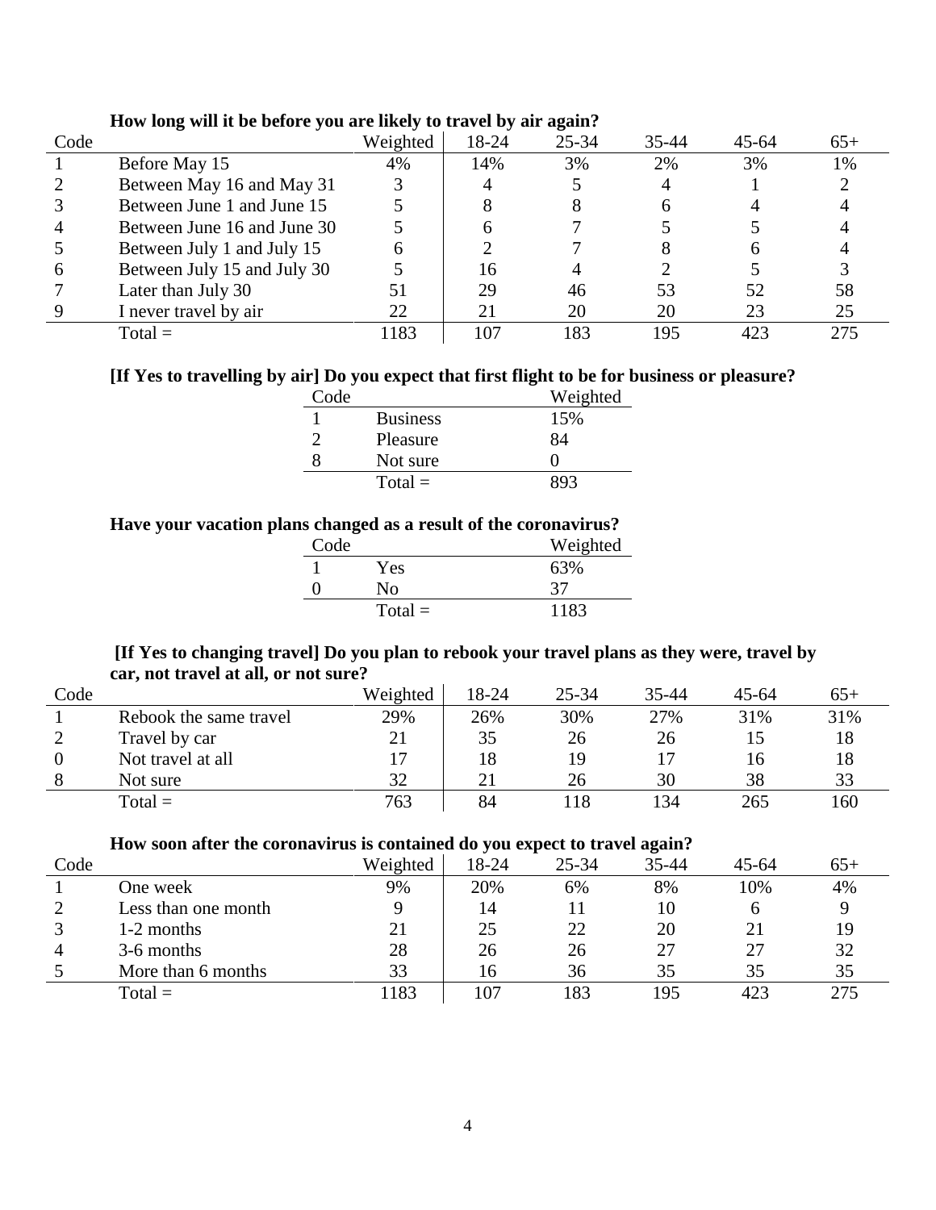**How long will it be before you are likely to travel by air again?**

| Code | | Weighted | 18-24 | 25-34 | 35-44 | 45-64 | 65+ |
|---|---|---|---|---|---|---|---|
| 1 | Before May 15 | 4% | 14% | 3% | 2% | 3% | 1% |
| 2 | Between May 16 and May 31 | 3 | 4 | 5 | 4 | 1 | 2 |
| 3 | Between June 1 and June 15 | 5 | 8 | 8 | 6 | 4 | 4 |
| 4 | Between June 16 and June 30 | 5 | 6 | 7 | 5 | 5 | 4 |
| 5 | Between July 1 and July 15 | 6 | 2 | 7 | 8 | 6 | 4 |
| 6 | Between July 15 and July 30 | 5 | 16 | 4 | 2 | 5 | 3 |
| 7 | Later than July 30 | 51 | 29 | 46 | 53 | 52 | 58 |
| 9 | I never travel by air | 22 | 21 | 20 | 20 | 23 | 25 |
| | Total = | 1183 | 107 | 183 | 195 | 423 | 275 |

**[If Yes to travelling by air] Do you expect that first flight to be for business or pleasure?**

| Code | | Weighted |
|---|---|---|
| 1 | Business | 15% |
| 2 | Pleasure | 84 |
| 8 | Not sure | 0 |
| | Total = | 893 |

**Have your vacation plans changed as a result of the coronavirus?**

| Code | | Weighted |
|---|---|---|
| 1 | Yes | 63% |
| 0 | No | 37 |
| | Total = | 1183 |

**[If Yes to changing travel] Do you plan to rebook your travel plans as they were, travel by car, not travel at all, or not sure?**

| Code | | Weighted | 18-24 | 25-34 | 35-44 | 45-64 | 65+ |
|---|---|---|---|---|---|---|---|
| 1 | Rebook the same travel | 29% | 26% | 30% | 27% | 31% | 31% |
| 2 | Travel by car | 21 | 35 | 26 | 26 | 15 | 18 |
| 0 | Not travel at all | 17 | 18 | 19 | 17 | 16 | 18 |
| 8 | Not sure | 32 | 21 | 26 | 30 | 38 | 33 |
| | Total = | 763 | 84 | 118 | 134 | 265 | 160 |

**How soon after the coronavirus is contained do you expect to travel again?**

| Code | | Weighted | 18-24 | 25-34 | 35-44 | 45-64 | 65+ |
|---|---|---|---|---|---|---|---|
| 1 | One week | 9% | 20% | 6% | 8% | 10% | 4% |
| 2 | Less than one month | 9 | 14 | 11 | 10 | 6 | 9 |
| 3 | 1-2 months | 21 | 25 | 22 | 20 | 21 | 19 |
| 4 | 3-6 months | 28 | 26 | 26 | 27 | 27 | 32 |
| 5 | More than 6 months | 33 | 16 | 36 | 35 | 35 | 35 |
| | Total = | 1183 | 107 | 183 | 195 | 423 | 275 |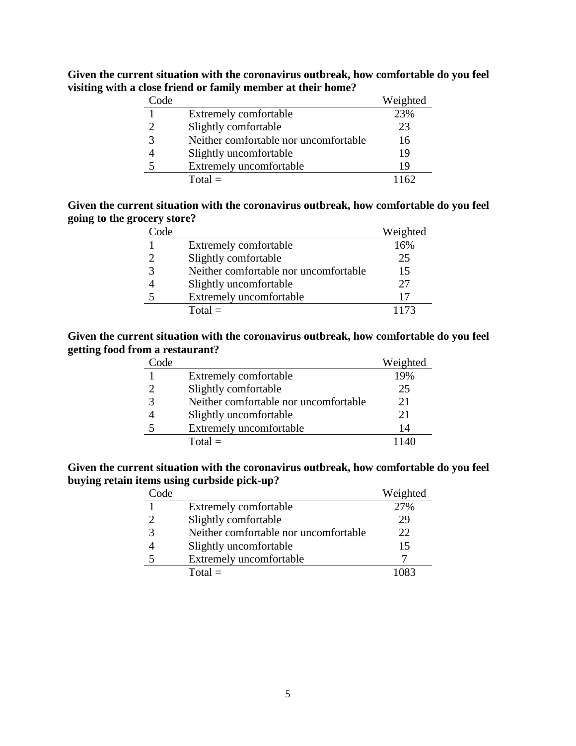**Given the current situation with the coronavirus outbreak, how comfortable do you feel visiting with a close friend or family member at their home?**

| Code | | Weighted |
|---|---|---|
| 1 | Extremely comfortable | 23% |
| 2 | Slightly comfortable | 23 |
| 3 | Neither comfortable nor uncomfortable | 16 |
| 4 | Slightly uncomfortable | 19 |
| 5 | Extremely uncomfortable | 19 |
| | Total = | 1162 |

**Given the current situation with the coronavirus outbreak, how comfortable do you feel going to the grocery store?**

| Code | | Weighted |
|---|---|---|
| 1 | Extremely comfortable | 16% |
| 2 | Slightly comfortable | 25 |
| 3 | Neither comfortable nor uncomfortable | 15 |
| 4 | Slightly uncomfortable | 27 |
| 5 | Extremely uncomfortable | 17 |
| | Total = | 1173 |

**Given the current situation with the coronavirus outbreak, how comfortable do you feel getting food from a restaurant?**

| Code | | Weighted |
|---|---|---|
| 1 | Extremely comfortable | 19% |
| 2 | Slightly comfortable | 25 |
| 3 | Neither comfortable nor uncomfortable | 21 |
| 4 | Slightly uncomfortable | 21 |
| 5 | Extremely uncomfortable | 14 |
| | Total = | 1140 |

**Given the current situation with the coronavirus outbreak, how comfortable do you feel buying retain items using curbside pick-up?**

| Code | | Weighted |
|---|---|---|
| 1 | Extremely comfortable | 27% |
| 2 | Slightly comfortable | 29 |
| 3 | Neither comfortable nor uncomfortable | 22 |
| 4 | Slightly uncomfortable | 15 |
| 5 | Extremely uncomfortable | 7 |
| | Total = | 1083 |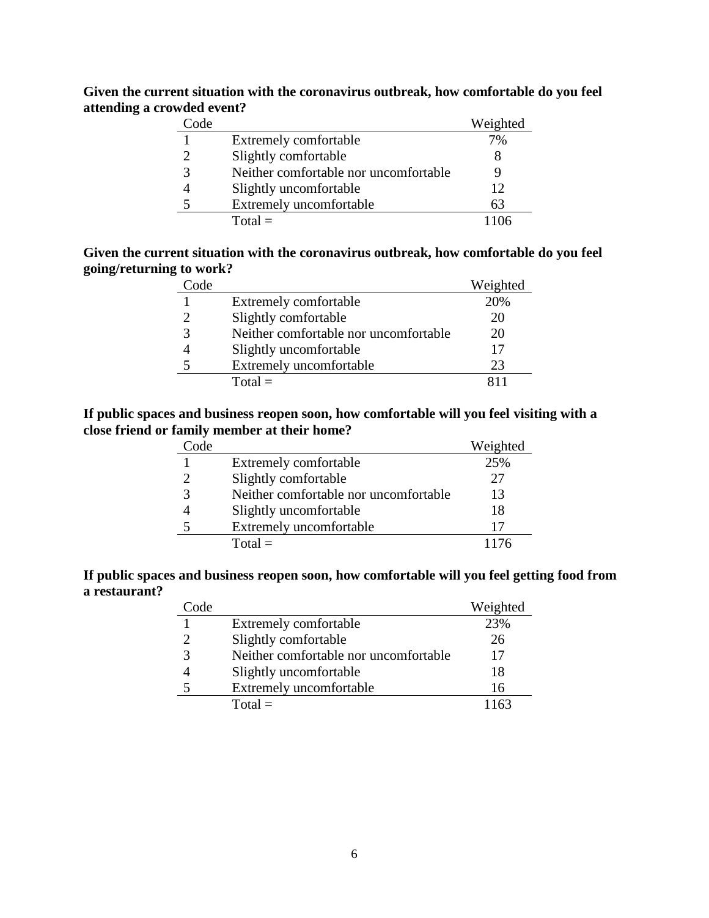**Given the current situation with the coronavirus outbreak, how comfortable do you feel attending a crowded event?**

| Code | | Weighted |
|---|---|---|
| 1 | Extremely comfortable | 7% |
| 2 | Slightly comfortable | 8 |
| 3 | Neither comfortable nor uncomfortable | 9 |
| 4 | Slightly uncomfortable | 12 |
| 5 | Extremely uncomfortable | 63 |
| | Total = | 1106 |

**Given the current situation with the coronavirus outbreak, how comfortable do you feel going/returning to work?**

| Code | | Weighted |
|---|---|---|
| 1 | Extremely comfortable | 20% |
| 2 | Slightly comfortable | 20 |
| 3 | Neither comfortable nor uncomfortable | 20 |
| 4 | Slightly uncomfortable | 17 |
| 5 | Extremely uncomfortable | 23 |
| | Total = | 811 |

**If public spaces and business reopen soon, how comfortable will you feel visiting with a close friend or family member at their home?**

| Code | | Weighted |
|---|---|---|
| 1 | Extremely comfortable | 25% |
| 2 | Slightly comfortable | 27 |
| 3 | Neither comfortable nor uncomfortable | 13 |
| 4 | Slightly uncomfortable | 18 |
| 5 | Extremely uncomfortable | 17 |
| | Total = | 1176 |

**If public spaces and business reopen soon, how comfortable will you feel getting food from a restaurant?**

| Code | | Weighted |
|---|---|---|
| 1 | Extremely comfortable | 23% |
| 2 | Slightly comfortable | 26 |
| 3 | Neither comfortable nor uncomfortable | 17 |
| 4 | Slightly uncomfortable | 18 |
| 5 | Extremely uncomfortable | 16 |
| | Total = | 1163 |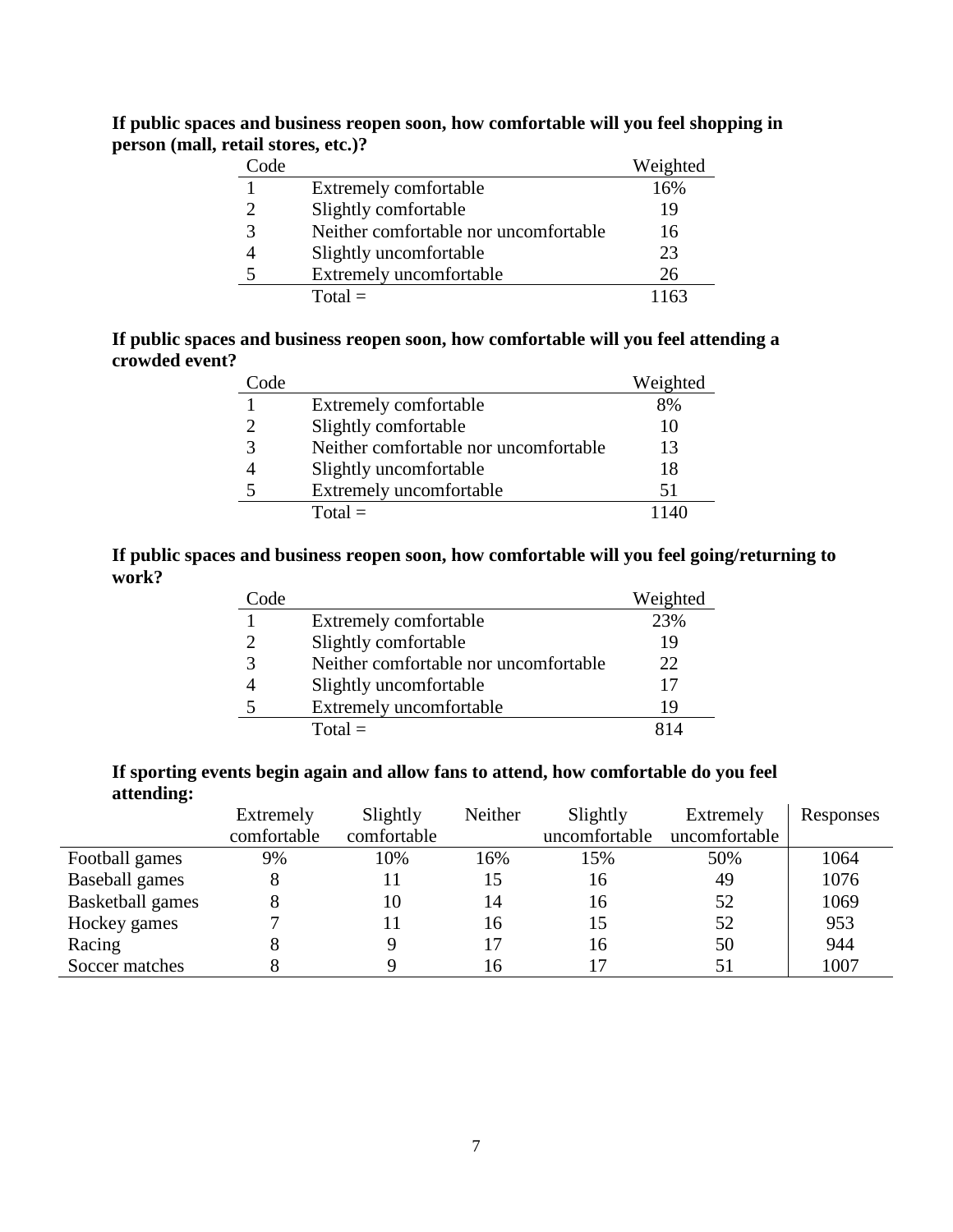**If public spaces and business reopen soon, how comfortable will you feel shopping in person (mall, retail stores, etc.)?**

| Code | | Weighted |
|---|---|---|
| 1 | Extremely comfortable | 16% |
| 2 | Slightly comfortable | 19 |
| 3 | Neither comfortable nor uncomfortable | 16 |
| 4 | Slightly uncomfortable | 23 |
| 5 | Extremely uncomfortable | 26 |
| | Total = | 1163 |

**If public spaces and business reopen soon, how comfortable will you feel attending a crowded event?**

| Code | | Weighted |
|---|---|---|
| 1 | Extremely comfortable | 8% |
| 2 | Slightly comfortable | 10 |
| 3 | Neither comfortable nor uncomfortable | 13 |
| 4 | Slightly uncomfortable | 18 |
| 5 | Extremely uncomfortable | 51 |
| | Total = | 1140 |

**If public spaces and business reopen soon, how comfortable will you feel going/returning to work?**

| Code | | Weighted |
|---|---|---|
| 1 | Extremely comfortable | 23% |
| 2 | Slightly comfortable | 19 |
| 3 | Neither comfortable nor uncomfortable | 22 |
| 4 | Slightly uncomfortable | 17 |
| 5 | Extremely uncomfortable | 19 |
| | Total = | 814 |

**If sporting events begin again and allow fans to attend, how comfortable do you feel attending:**

| | Extremely comfortable | Slightly comfortable | Neither | Slightly uncomfortable | Extremely uncomfortable | Responses |
|---|---|---|---|---|---|---|
| Football games | 9% | 10% | 16% | 15% | 50% | 1064 |
| Baseball games | 8 | 11 | 15 | 16 | 49 | 1076 |
| Basketball games | 8 | 10 | 14 | 16 | 52 | 1069 |
| Hockey games | 7 | 11 | 16 | 15 | 52 | 953 |
| Racing | 8 | 9 | 17 | 16 | 50 | 944 |
| Soccer matches | 8 | 9 | 16 | 17 | 51 | 1007 |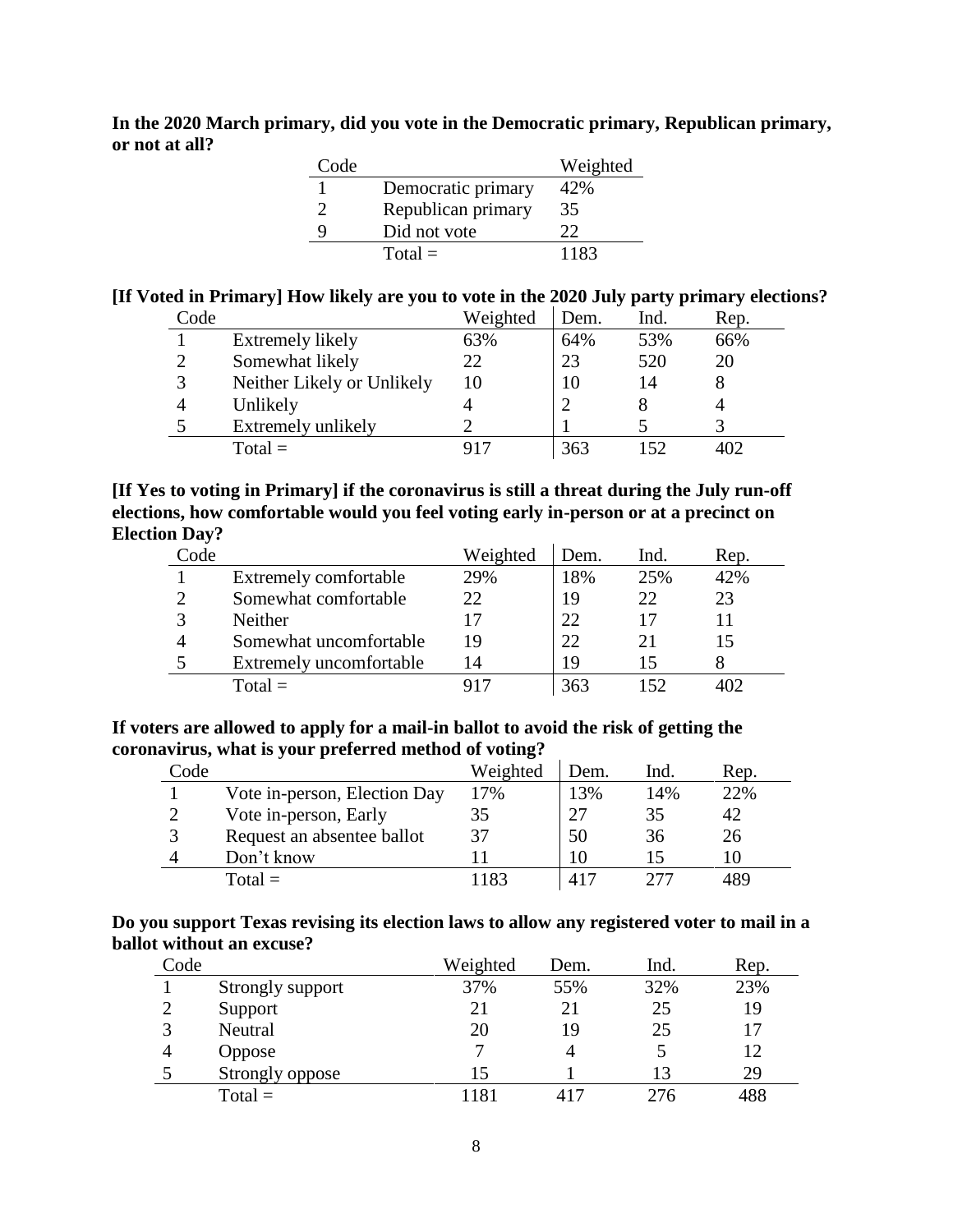**In the 2020 March primary, did you vote in the Democratic primary, Republican primary, or not at all?**

| Code | | Weighted |
|---|---|---|
| 1 | Democratic primary | 42% |
| 2 | Republican primary | 35 |
| 9 | Did not vote | 22 |
| | Total = | 1183 |

**[If Voted in Primary] How likely are you to vote in the 2020 July party primary elections?**

| Code | | Weighted | Dem. | Ind. | Rep. |
|---|---|---|---|---|---|
| 1 | Extremely likely | 63% | 64% | 53% | 66% |
| 2 | Somewhat likely | 22 | 23 | 520 | 20 |
| 3 | Neither Likely or Unlikely | 10 | 10 | 14 | 8 |
| 4 | Unlikely | 4 | 2 | 8 | 4 |
| 5 | Extremely unlikely | 2 | 1 | 5 | 3 |
| | Total = | 917 | 363 | 152 | 402 |

**[If Yes to voting in Primary] if the coronavirus is still a threat during the July run-off elections, how comfortable would you feel voting early in-person or at a precinct on Election Day?**

| Code | | Weighted | Dem. | Ind. | Rep. |
|---|---|---|---|---|---|
| 1 | Extremely comfortable | 29% | 18% | 25% | 42% |
| 2 | Somewhat comfortable | 22 | 19 | 22 | 23 |
| 3 | Neither | 17 | 22 | 17 | 11 |
| 4 | Somewhat uncomfortable | 19 | 22 | 21 | 15 |
| 5 | Extremely uncomfortable | 14 | 19 | 15 | 8 |
| | Total = | 917 | 363 | 152 | 402 |

**If voters are allowed to apply for a mail-in ballot to avoid the risk of getting the coronavirus, what is your preferred method of voting?**

| Code | | Weighted | Dem. | Ind. | Rep. |
|---|---|---|---|---|---|
| 1 | Vote in-person, Election Day | 17% | 13% | 14% | 22% |
| 2 | Vote in-person, Early | 35 | 27 | 35 | 42 |
| 3 | Request an absentee ballot | 37 | 50 | 36 | 26 |
| 4 | Don't know | 11 | 10 | 15 | 10 |
| | Total = | 1183 | 417 | 277 | 489 |

**Do you support Texas revising its election laws to allow any registered voter to mail in a ballot without an excuse?**

| Code | | Weighted | Dem. | Ind. | Rep. |
|---|---|---|---|---|---|
| 1 | Strongly support | 37% | 55% | 32% | 23% |
| 2 | Support | 21 | 21 | 25 | 19 |
| 3 | Neutral | 20 | 19 | 25 | 17 |
| 4 | Oppose | 7 | 4 | 5 | 12 |
| 5 | Strongly oppose | 15 | 1 | 13 | 29 |
| | Total = | 1181 | 417 | 276 | 488 |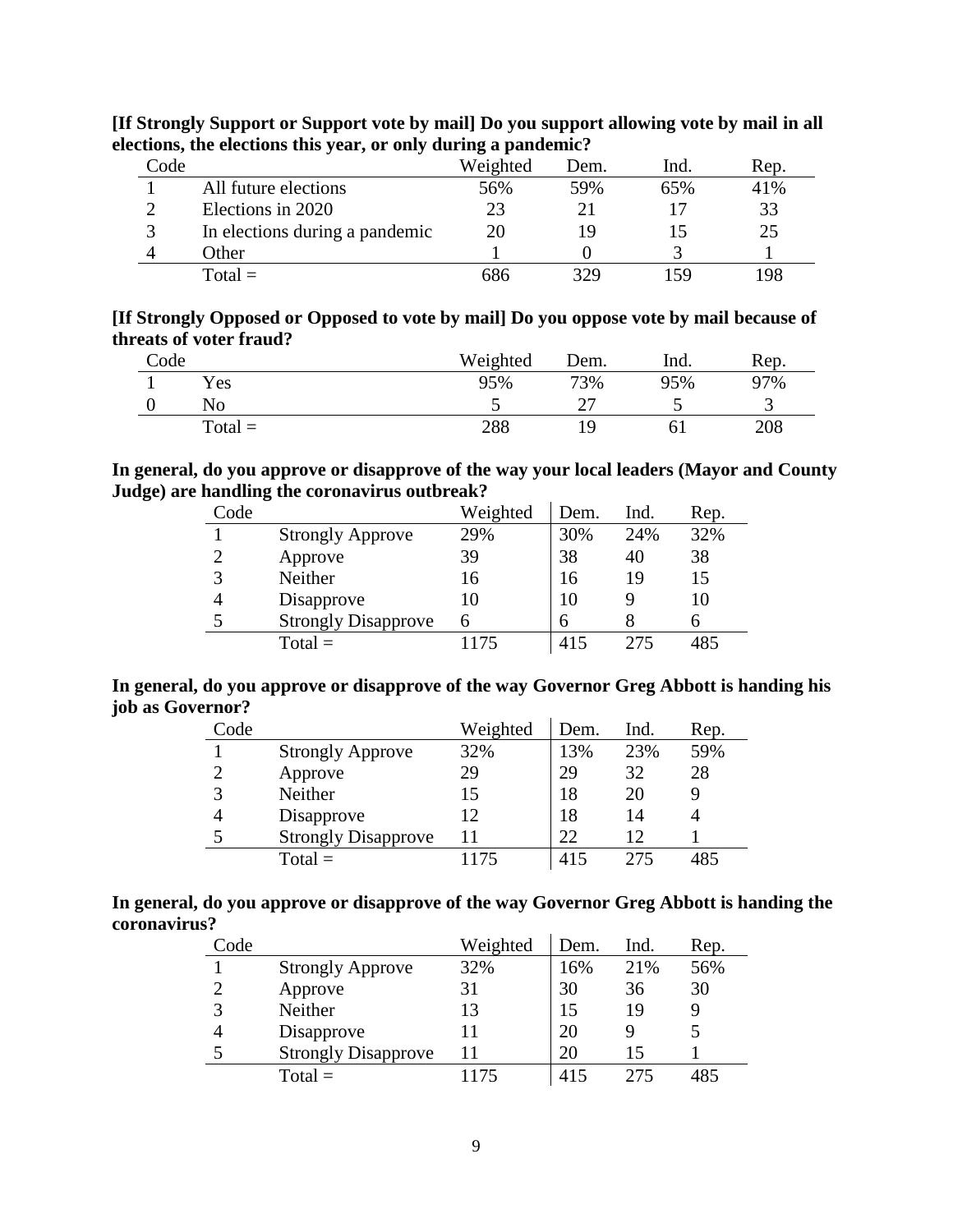**[If Strongly Support or Support vote by mail] Do you support allowing vote by mail in all elections, the elections this year, or only during a pandemic?**

| Code | | Weighted | Dem. | Ind. | Rep. |
|---|---|---|---|---|---|
| 1 | All future elections | 56% | 59% | 65% | 41% |
| 2 | Elections in 2020 | 23 | 21 | 17 | 33 |
| 3 | In elections during a pandemic | 20 | 19 | 15 | 25 |
| 4 | Other | 1 | 0 | 3 | 1 |
| | Total = | 686 | 329 | 159 | 198 |

**[If Strongly Opposed or Opposed to vote by mail] Do you oppose vote by mail because of threats of voter fraud?**

| Code | | Weighted | Dem. | Ind. | Rep. |
|---|---|---|---|---|---|
| 1 | Yes | 95% | 73% | 95% | 97% |
| 0 | No | 5 | 27 | 5 | 3 |
| | Total = | 288 | 19 | 61 | 208 |

**In general, do you approve or disapprove of the way your local leaders (Mayor and County Judge) are handling the coronavirus outbreak?**

| Code | | Weighted | Dem. | Ind. | Rep. |
|---|---|---|---|---|---|
| 1 | Strongly Approve | 29% | 30% | 24% | 32% |
| 2 | Approve | 39 | 38 | 40 | 38 |
| 3 | Neither | 16 | 16 | 19 | 15 |
| 4 | Disapprove | 10 | 10 | 9 | 10 |
| 5 | Strongly Disapprove | 6 | 6 | 8 | 6 |
| | Total = | 1175 | 415 | 275 | 485 |

**In general, do you approve or disapprove of the way Governor Greg Abbott is handing his job as Governor?**

| Code | | Weighted | Dem. | Ind. | Rep. |
|---|---|---|---|---|---|
| 1 | Strongly Approve | 32% | 13% | 23% | 59% |
| 2 | Approve | 29 | 29 | 32 | 28 |
| 3 | Neither | 15 | 18 | 20 | 9 |
| 4 | Disapprove | 12 | 18 | 14 | 4 |
| 5 | Strongly Disapprove | 11 | 22 | 12 | 1 |
| | Total = | 1175 | 415 | 275 | 485 |

**In general, do you approve or disapprove of the way Governor Greg Abbott is handing the coronavirus?**

| Code | | Weighted | Dem. | Ind. | Rep. |
|---|---|---|---|---|---|
| 1 | Strongly Approve | 32% | 16% | 21% | 56% |
| 2 | Approve | 31 | 30 | 36 | 30 |
| 3 | Neither | 13 | 15 | 19 | 9 |
| 4 | Disapprove | 11 | 20 | 9 | 5 |
| 5 | Strongly Disapprove | 11 | 20 | 15 | 1 |
| | Total = | 1175 | 415 | 275 | 485 |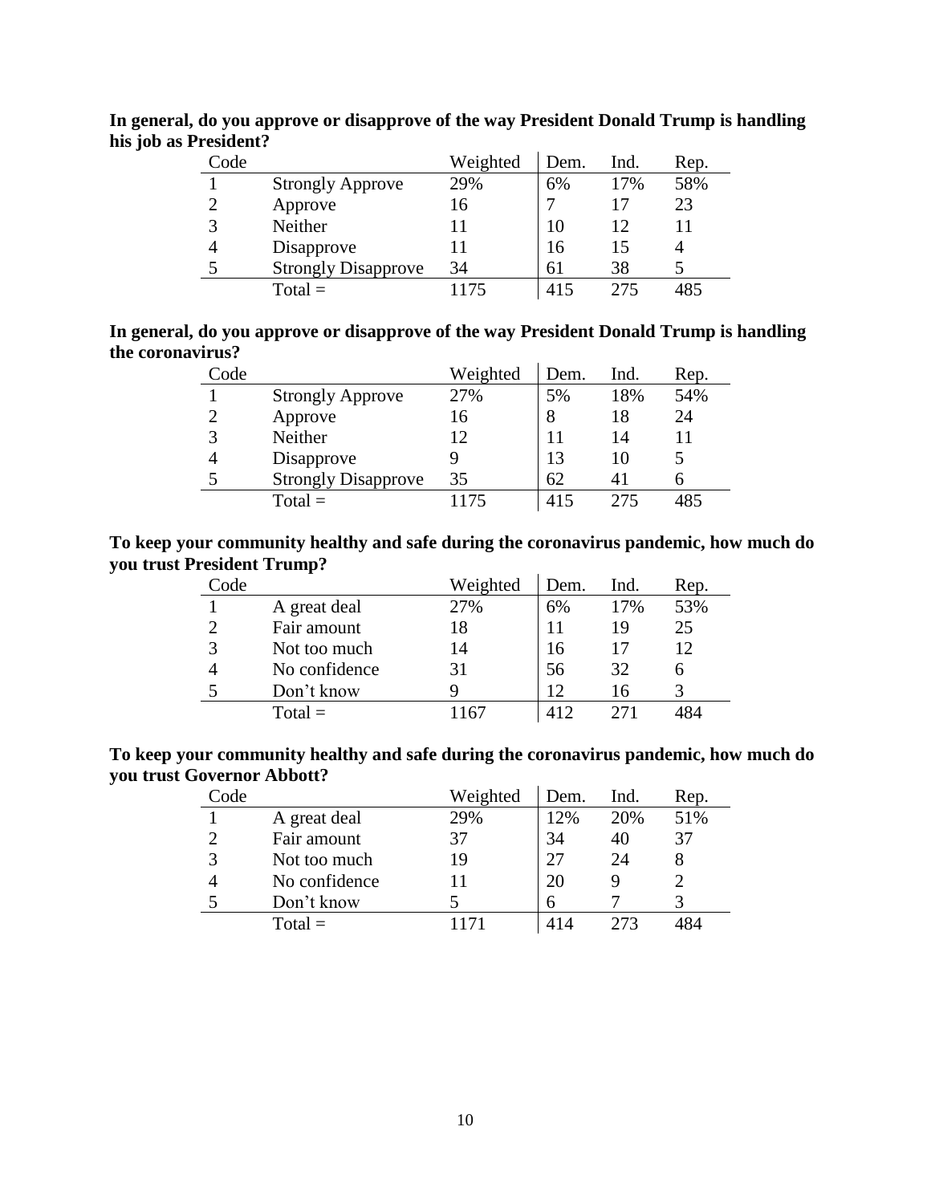**In general, do you approve or disapprove of the way President Donald Trump is handling his job as President?**

| Code | | Weighted | Dem. | Ind. | Rep. |
|---|---|---|---|---|---|
| 1 | Strongly Approve | 29% | 6% | 17% | 58% |
| 2 | Approve | 16 | 7 | 17 | 23 |
| 3 | Neither | 11 | 10 | 12 | 11 |
| 4 | Disapprove | 11 | 16 | 15 | 4 |
| 5 | Strongly Disapprove | 34 | 61 | 38 | 5 |
| | Total = | 1175 | 415 | 275 | 485 |

**In general, do you approve or disapprove of the way President Donald Trump is handling the coronavirus?**

| Code | | Weighted | Dem. | Ind. | Rep. |
|---|---|---|---|---|---|
| 1 | Strongly Approve | 27% | 5% | 18% | 54% |
| 2 | Approve | 16 | 8 | 18 | 24 |
| 3 | Neither | 12 | 11 | 14 | 11 |
| 4 | Disapprove | 9 | 13 | 10 | 5 |
| 5 | Strongly Disapprove | 35 | 62 | 41 | 6 |
| | Total = | 1175 | 415 | 275 | 485 |

**To keep your community healthy and safe during the coronavirus pandemic, how much do you trust President Trump?**

| Code | | Weighted | Dem. | Ind. | Rep. |
|---|---|---|---|---|---|
| 1 | A great deal | 27% | 6% | 17% | 53% |
| 2 | Fair amount | 18 | 11 | 19 | 25 |
| 3 | Not too much | 14 | 16 | 17 | 12 |
| 4 | No confidence | 31 | 56 | 32 | 6 |
| 5 | Don't know | 9 | 12 | 16 | 3 |
| | Total = | 1167 | 412 | 271 | 484 |

**To keep your community healthy and safe during the coronavirus pandemic, how much do you trust Governor Abbott?**

| Code | | Weighted | Dem. | Ind. | Rep. |
|---|---|---|---|---|---|
| 1 | A great deal | 29% | 12% | 20% | 51% |
| 2 | Fair amount | 37 | 34 | 40 | 37 |
| 3 | Not too much | 19 | 27 | 24 | 8 |
| 4 | No confidence | 11 | 20 | 9 | 2 |
| 5 | Don't know | 5 | 6 | 7 | 3 |
| | Total = | 1171 | 414 | 273 | 484 |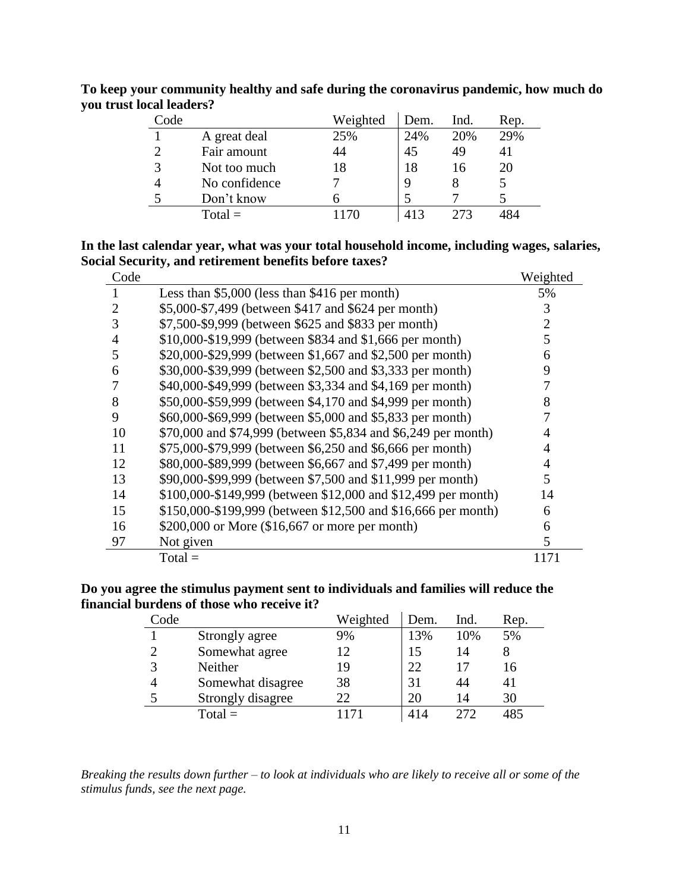**To keep your community healthy and safe during the coronavirus pandemic, how much do you trust local leaders?**

| Code | | Weighted | Dem. | Ind. | Rep. |
|---|---|---|---|---|---|
| 1 | A great deal | 25% | 24% | 20% | 29% |
| 2 | Fair amount | 44 | 45 | 49 | 41 |
| 3 | Not too much | 18 | 18 | 16 | 20 |
| 4 | No confidence | 7 | 9 | 8 | 5 |
| 5 | Don't know | 6 | 5 | 7 | 5 |
| | Total = | 1170 | 413 | 273 | 484 |

**In the last calendar year, what was your total household income, including wages, salaries, Social Security, and retirement benefits before taxes?**

| Code | | Weighted |
|---|---|---|
| 1 | Less than $5,000 (less than $416 per month) | 5% |
| 2 | $5,000-$7,499 (between $417 and $624 per month) | 3 |
| 3 | $7,500-$9,999 (between $625 and $833 per month) | 2 |
| 4 | $10,000-$19,999 (between $834 and $1,666 per month) | 5 |
| 5 | $20,000-$29,999 (between $1,667 and $2,500 per month) | 6 |
| 6 | $30,000-$39,999 (between $2,500 and $3,333 per month) | 9 |
| 7 | $40,000-$49,999 (between $3,334 and $4,169 per month) | 7 |
| 8 | $50,000-$59,999 (between $4,170 and $4,999 per month) | 8 |
| 9 | $60,000-$69,999 (between $5,000 and $5,833 per month) | 7 |
| 10 | $70,000 and $74,999 (between $5,834 and $6,249 per month) | 4 |
| 11 | $75,000-$79,999 (between $6,250 and $6,666 per month) | 4 |
| 12 | $80,000-$89,999 (between $6,667 and $7,499 per month) | 4 |
| 13 | $90,000-$99,999 (between $7,500 and $11,999 per month) | 5 |
| 14 | $100,000-$149,999 (between $12,000 and $12,499 per month) | 14 |
| 15 | $150,000-$199,999 (between $12,500 and $16,666 per month) | 6 |
| 16 | $200,000 or More ($16,667 or more per month) | 6 |
| 97 | Not given | 5 |
| | Total = | 1171 |

**Do you agree the stimulus payment sent to individuals and families will reduce the financial burdens of those who receive it?**

| Code | | Weighted | Dem. | Ind. | Rep. |
|---|---|---|---|---|---|
| 1 | Strongly agree | 9% | 13% | 10% | 5% |
| 2 | Somewhat agree | 12 | 15 | 14 | 8 |
| 3 | Neither | 19 | 22 | 17 | 16 |
| 4 | Somewhat disagree | 38 | 31 | 44 | 41 |
| 5 | Strongly disagree | 22 | 20 | 14 | 30 |
| | Total = | 1171 | 414 | 272 | 485 |

*Breaking the results down further – to look at individuals who are likely to receive all or some of the stimulus funds, see the next page.*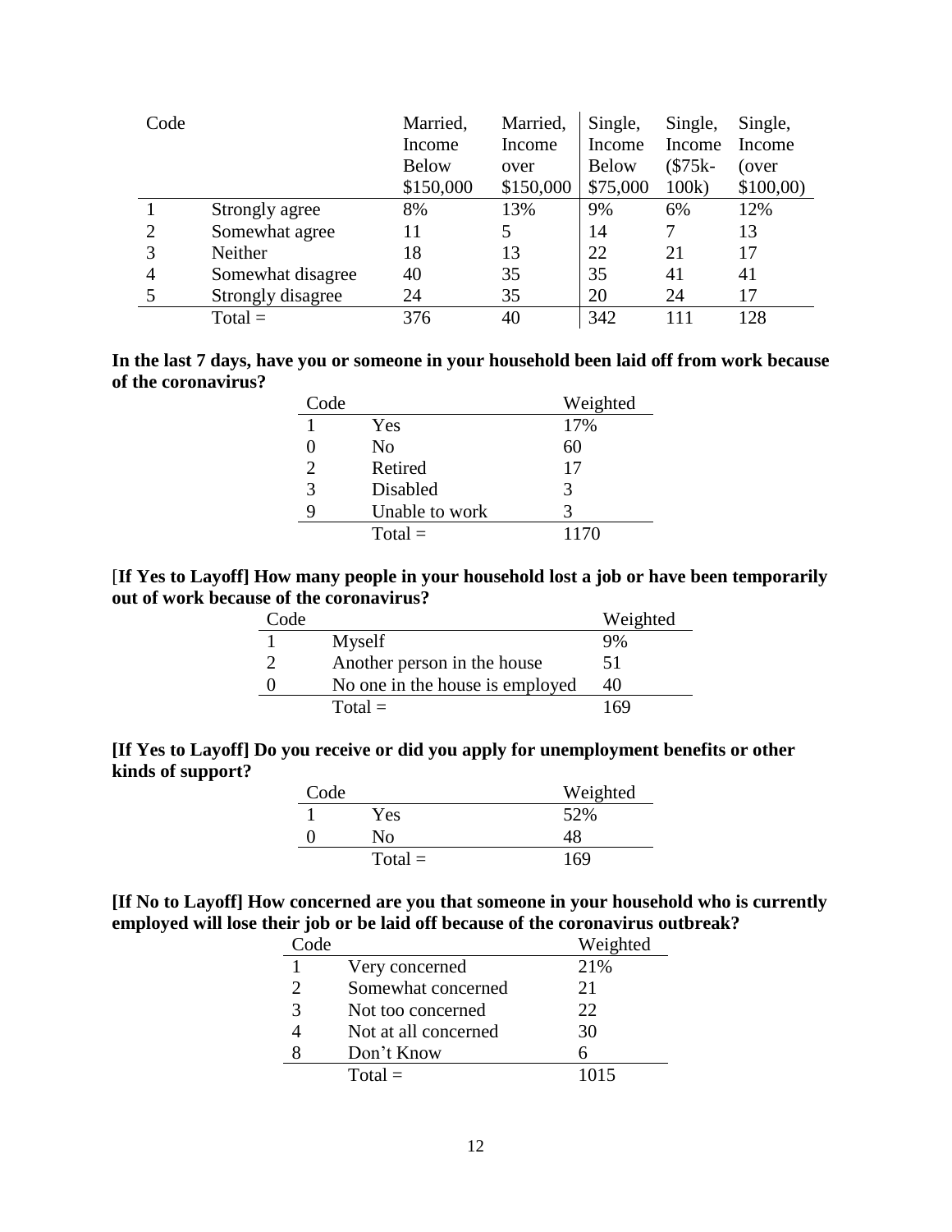| Code | | Married, Income Below $150,000 | Married, Income over $150,000 | Single, Income Below $75,000 | Single, Income ($75k-100k) | Single, Income (over $100,00) |
|---|---|---|---|---|---|---|
| 1 | Strongly agree | 8% | 13% | 9% | 6% | 12% |
| 2 | Somewhat agree | 11 | 5 | 14 | 7 | 13 |
| 3 | Neither | 18 | 13 | 22 | 21 | 17 |
| 4 | Somewhat disagree | 40 | 35 | 35 | 41 | 41 |
| 5 | Strongly disagree | 24 | 35 | 20 | 24 | 17 |
| | Total = | 376 | 40 | 342 | 111 | 128 |

**In the last 7 days, have you or someone in your household been laid off from work because of the coronavirus?**

| Code | | Weighted |
|---|---|---|
| 1 | Yes | 17% |
| 0 | No | 60 |
| 2 | Retired | 17 |
| 3 | Disabled | 3 |
| 9 | Unable to work | 3 |
| | Total = | 1170 |

[**If Yes to Layoff] How many people in your household lost a job or have been temporarily out of work because of the coronavirus?**

| Code | | Weighted |
|---|---|---|
| 1 | Myself | 9% |
| 2 | Another person in the house | 51 |
| 0 | No one in the house is employed | 40 |
| | Total = | 169 |

**[If Yes to Layoff] Do you receive or did you apply for unemployment benefits or other kinds of support?**

| Code | | Weighted |
|---|---|---|
| 1 | Yes | 52% |
| 0 | No | 48 |
| | Total = | 169 |

**[If No to Layoff] How concerned are you that someone in your household who is currently employed will lose their job or be laid off because of the coronavirus outbreak?**

| Code | | Weighted |
|---|---|---|
| 1 | Very concerned | 21% |
| 2 | Somewhat concerned | 21 |
| 3 | Not too concerned | 22 |
| 4 | Not at all concerned | 30 |
| 8 | Don't Know | 6 |
| | Total = | 1015 |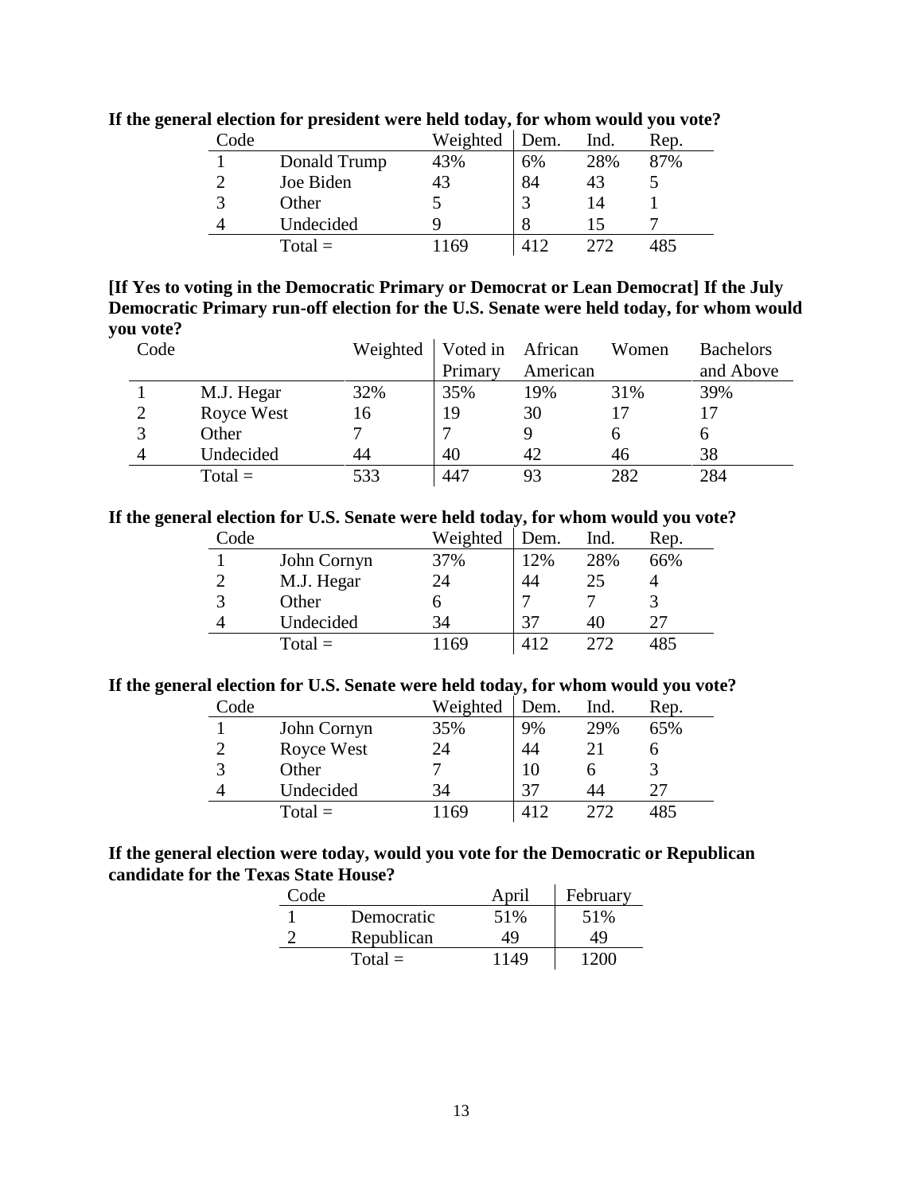**If the general election for president were held today, for whom would you vote?**

| Code | | Weighted | Dem. | Ind. | Rep. |
|---|---|---|---|---|---|
| 1 | Donald Trump | 43% | 6% | 28% | 87% |
| 2 | Joe Biden | 43 | 84 | 43 | 5 |
| 3 | Other | 5 | 3 | 14 | 1 |
| 4 | Undecided | 9 | 8 | 15 | 7 |
| | Total = | 1169 | 412 | 272 | 485 |

**[If Yes to voting in the Democratic Primary or Democrat or Lean Democrat] If the July Democratic Primary run-off election for the U.S. Senate were held today, for whom would you vote?**

| Code | | Weighted | Voted in Primary | African American | Women | Bachelors and Above |
|---|---|---|---|---|---|---|
| 1 | M.J. Hegar | 32% | 35% | 19% | 31% | 39% |
| 2 | Royce West | 16 | 19 | 30 | 17 | 17 |
| 3 | Other | 7 | 7 | 9 | 6 | 6 |
| 4 | Undecided | 44 | 40 | 42 | 46 | 38 |
| | Total = | 533 | 447 | 93 | 282 | 284 |

**If the general election for U.S. Senate were held today, for whom would you vote?**

| Code | | Weighted | Dem. | Ind. | Rep. |
|---|---|---|---|---|---|
| 1 | John Cornyn | 37% | 12% | 28% | 66% |
| 2 | M.J. Hegar | 24 | 44 | 25 | 4 |
| 3 | Other | 6 | 7 | 7 | 3 |
| 4 | Undecided | 34 | 37 | 40 | 27 |
| | Total = | 1169 | 412 | 272 | 485 |

**If the general election for U.S. Senate were held today, for whom would you vote?**

| Code | | Weighted | Dem. | Ind. | Rep. |
|---|---|---|---|---|---|
| 1 | John Cornyn | 35% | 9% | 29% | 65% |
| 2 | Royce West | 24 | 44 | 21 | 6 |
| 3 | Other | 7 | 10 | 6 | 3 |
| 4 | Undecided | 34 | 37 | 44 | 27 |
| | Total = | 1169 | 412 | 272 | 485 |

**If the general election were today, would you vote for the Democratic or Republican candidate for the Texas State House?**

| Code | | April | February |
|---|---|---|---|
| 1 | Democratic | 51% | 51% |
| 2 | Republican | 49 | 49 |
| | Total = | 1149 | 1200 |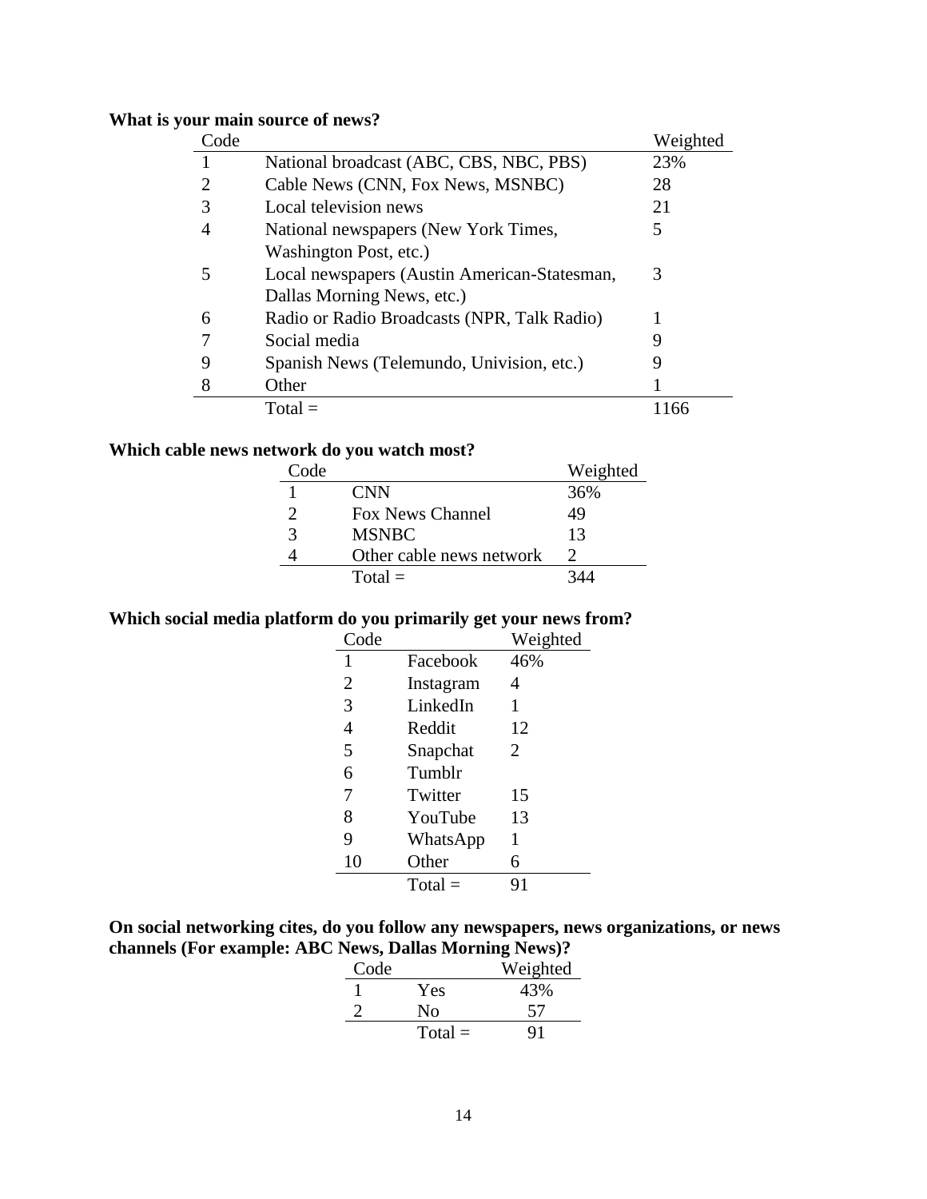**What is your main source of news?**

| Code | | Weighted |
|---|---|---|
| 1 | National broadcast (ABC, CBS, NBC, PBS) | 23% |
| 2 | Cable News (CNN, Fox News, MSNBC) | 28 |
| 3 | Local television news | 21 |
| 4 | National newspapers (New York Times, Washington Post, etc.) | 5 |
| 5 | Local newspapers (Austin American-Statesman, Dallas Morning News, etc.) | 3 |
| 6 | Radio or Radio Broadcasts (NPR, Talk Radio) | 1 |
| 7 | Social media | 9 |
| 9 | Spanish News (Telemundo, Univision, etc.) | 9 |
| 8 | Other | 1 |
| | Total = | 1166 |

**Which cable news network do you watch most?**

| Code | | Weighted |
|---|---|---|
| 1 | CNN | 36% |
| 2 | Fox News Channel | 49 |
| 3 | MSNBC | 13 |
| 4 | Other cable news network | 2 |
| | Total = | 344 |

**Which social media platform do you primarily get your news from?**

| Code | | Weighted |
|---|---|---|
| 1 | Facebook | 46% |
| 2 | Instagram | 4 |
| 3 | LinkedIn | 1 |
| 4 | Reddit | 12 |
| 5 | Snapchat | 2 |
| 6 | Tumblr | |
| 7 | Twitter | 15 |
| 8 | YouTube | 13 |
| 9 | WhatsApp | 1 |
| 10 | Other | 6 |
| | Total = | 91 |

**On social networking cites, do you follow any newspapers, news organizations, or news channels (For example: ABC News, Dallas Morning News)?**

| Code | | Weighted |
|---|---|---|
| 1 | Yes | 43% |
| 2 | No | 57 |
| | Total = | 91 |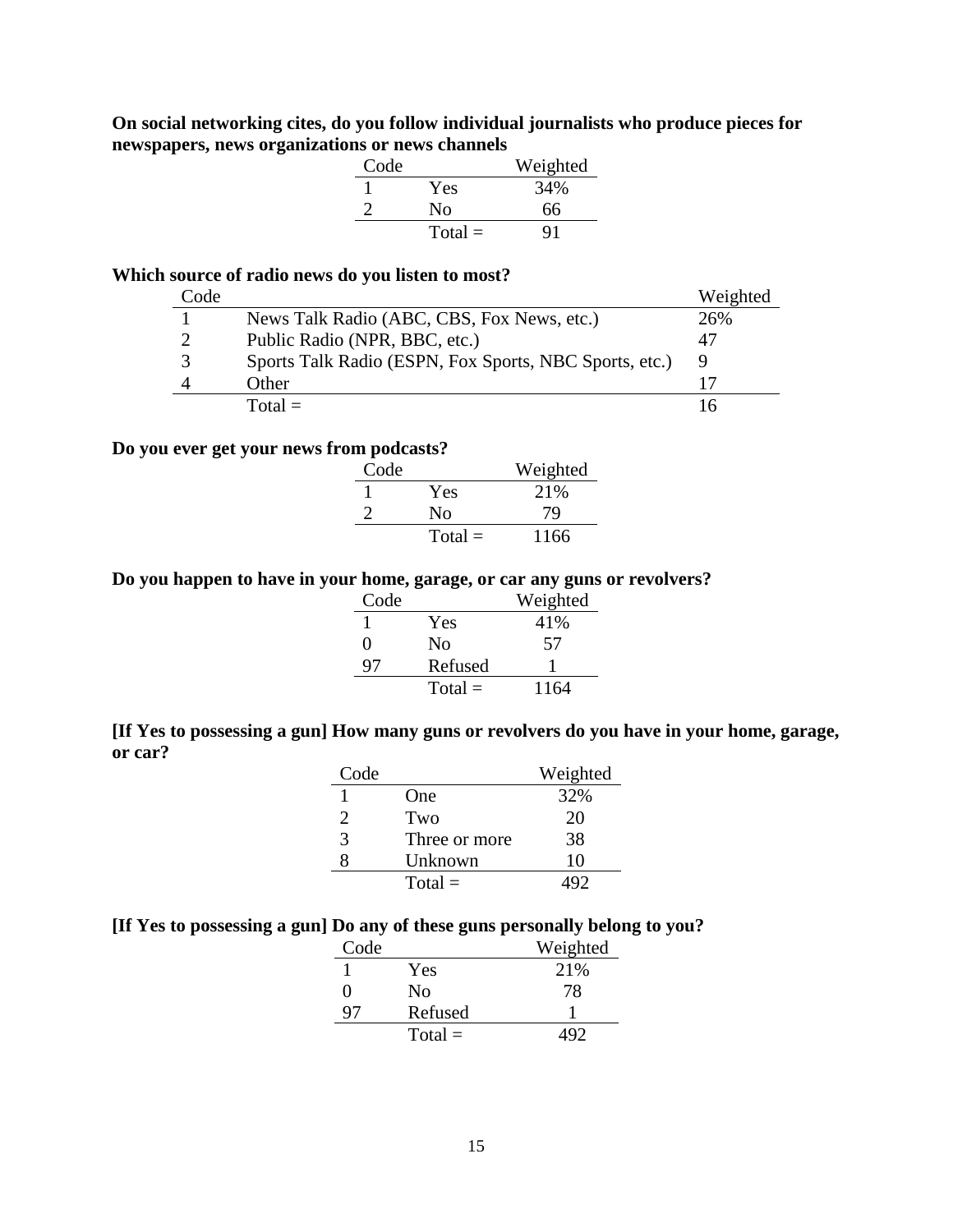**On social networking cites, do you follow individual journalists who produce pieces for newspapers, news organizations or news channels**

| Code | | Weighted |
|---|---|---|
| 1 | Yes | 34% |
| 2 | No | 66 |
| | Total = | 91 |

**Which source of radio news do you listen to most?**

| Code | | Weighted |
|---|---|---|
| 1 | News Talk Radio (ABC, CBS, Fox News, etc.) | 26% |
| 2 | Public Radio (NPR, BBC, etc.) | 47 |
| 3 | Sports Talk Radio (ESPN, Fox Sports, NBC Sports, etc.) | 9 |
| 4 | Other | 17 |
| | Total = | 16 |

**Do you ever get your news from podcasts?**

| Code | | Weighted |
|---|---|---|
| 1 | Yes | 21% |
| 2 | No | 79 |
| | Total = | 1166 |

**Do you happen to have in your home, garage, or car any guns or revolvers?**

| Code | | Weighted |
|---|---|---|
| 1 | Yes | 41% |
| 0 | No | 57 |
| 97 | Refused | 1 |
| | Total = | 1164 |

**[If Yes to possessing a gun] How many guns or revolvers do you have in your home, garage, or car?**

| Code | | Weighted |
|---|---|---|
| 1 | One | 32% |
| 2 | Two | 20 |
| 3 | Three or more | 38 |
| 8 | Unknown | 10 |
| | Total = | 492 |

**[If Yes to possessing a gun] Do any of these guns personally belong to you?**

| Code | | Weighted |
|---|---|---|
| 1 | Yes | 21% |
| 0 | No | 78 |
| 97 | Refused | 1 |
| | Total = | 492 |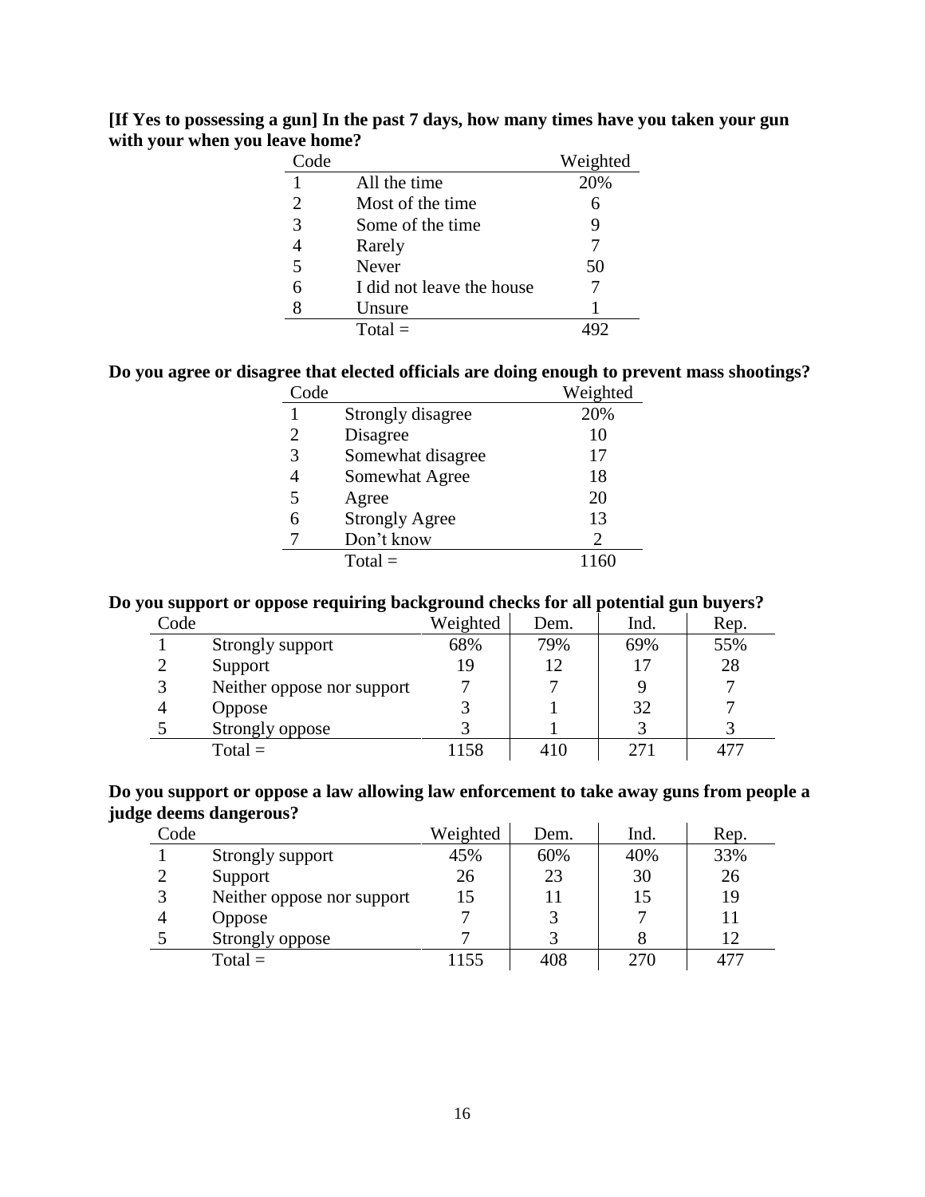**[If Yes to possessing a gun] In the past 7 days, how many times have you taken your gun with your when you leave home?**

| Code | | Weighted |
|---|---|---|
| 1 | All the time | 20% |
| 2 | Most of the time | 6 |
| 3 | Some of the time | 9 |
| 4 | Rarely | 7 |
| 5 | Never | 50 |
| 6 | I did not leave the house | 7 |
| 8 | Unsure | 1 |
| | Total = | 492 |

**Do you agree or disagree that elected officials are doing enough to prevent mass shootings?**

| Code | | Weighted |
|---|---|---|
| 1 | Strongly disagree | 20% |
| 2 | Disagree | 10 |
| 3 | Somewhat disagree | 17 |
| 4 | Somewhat Agree | 18 |
| 5 | Agree | 20 |
| 6 | Strongly Agree | 13 |
| 7 | Don't know | 2 |
| | Total = | 1160 |

**Do you support or oppose requiring background checks for all potential gun buyers?**

| Code | | Weighted | Dem. | Ind. | Rep. |
|---|---|---|---|---|---|
| 1 | Strongly support | 68% | 79% | 69% | 55% |
| 2 | Support | 19 | 12 | 17 | 28 |
| 3 | Neither oppose nor support | 7 | 7 | 9 | 7 |
| 4 | Oppose | 3 | 1 | 32 | 7 |
| 5 | Strongly oppose | 3 | 1 | 3 | 3 |
| | Total = | 1158 | 410 | 271 | 477 |

**Do you support or oppose a law allowing law enforcement to take away guns from people a judge deems dangerous?**

| Code | | Weighted | Dem. | Ind. | Rep. |
|---|---|---|---|---|---|
| 1 | Strongly support | 45% | 60% | 40% | 33% |
| 2 | Support | 26 | 23 | 30 | 26 |
| 3 | Neither oppose nor support | 15 | 11 | 15 | 19 |
| 4 | Oppose | 7 | 3 | 7 | 11 |
| 5 | Strongly oppose | 7 | 3 | 8 | 12 |
| | Total = | 1155 | 408 | 270 | 477 |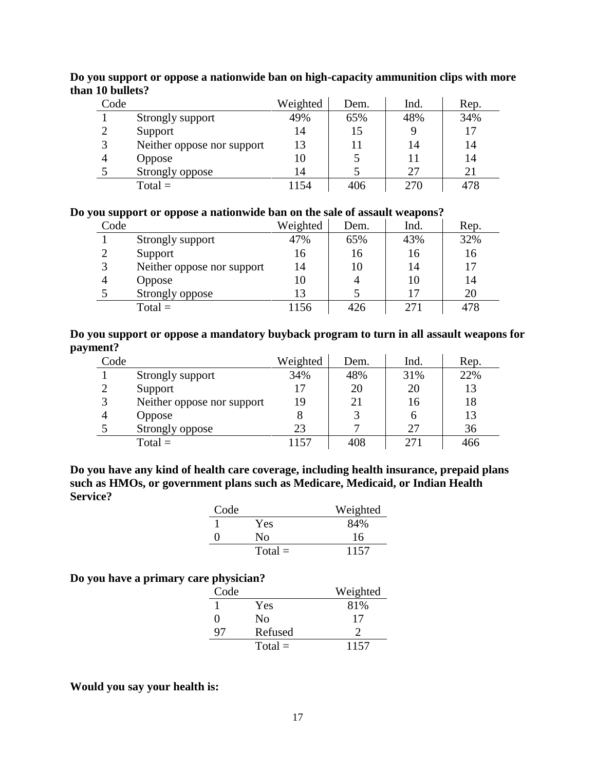**Do you support or oppose a nationwide ban on high-capacity ammunition clips with more than 10 bullets?**

| Code | | Weighted | Dem. | Ind. | Rep. |
|---|---|---|---|---|---|
| 1 | Strongly support | 49% | 65% | 48% | 34% |
| 2 | Support | 14 | 15 | 9 | 17 |
| 3 | Neither oppose nor support | 13 | 11 | 14 | 14 |
| 4 | Oppose | 10 | 5 | 11 | 14 |
| 5 | Strongly oppose | 14 | 5 | 27 | 21 |
| | Total = | 1154 | 406 | 270 | 478 |

**Do you support or oppose a nationwide ban on the sale of assault weapons?**

| Code | | Weighted | Dem. | Ind. | Rep. |
|---|---|---|---|---|---|
| 1 | Strongly support | 47% | 65% | 43% | 32% |
| 2 | Support | 16 | 16 | 16 | 16 |
| 3 | Neither oppose nor support | 14 | 10 | 14 | 17 |
| 4 | Oppose | 10 | 4 | 10 | 14 |
| 5 | Strongly oppose | 13 | 5 | 17 | 20 |
| | Total = | 1156 | 426 | 271 | 478 |

**Do you support or oppose a mandatory buyback program to turn in all assault weapons for payment?**

| Code | | Weighted | Dem. | Ind. | Rep. |
|---|---|---|---|---|---|
| 1 | Strongly support | 34% | 48% | 31% | 22% |
| 2 | Support | 17 | 20 | 20 | 13 |
| 3 | Neither oppose nor support | 19 | 21 | 16 | 18 |
| 4 | Oppose | 8 | 3 | 6 | 13 |
| 5 | Strongly oppose | 23 | 7 | 27 | 36 |
| | Total = | 1157 | 408 | 271 | 466 |

**Do you have any kind of health care coverage, including health insurance, prepaid plans such as HMOs, or government plans such as Medicare, Medicaid, or Indian Health Service?**

| Code | | Weighted |
|---|---|---|
| 1 | Yes | 84% |
| 0 | No | 16 |
| | Total = | 1157 |

**Do you have a primary care physician?**

| Code | | Weighted |
|---|---|---|
| 1 | Yes | 81% |
| 0 | No | 17 |
| 97 | Refused | 2 |
| | Total = | 1157 |

**Would you say your health is:**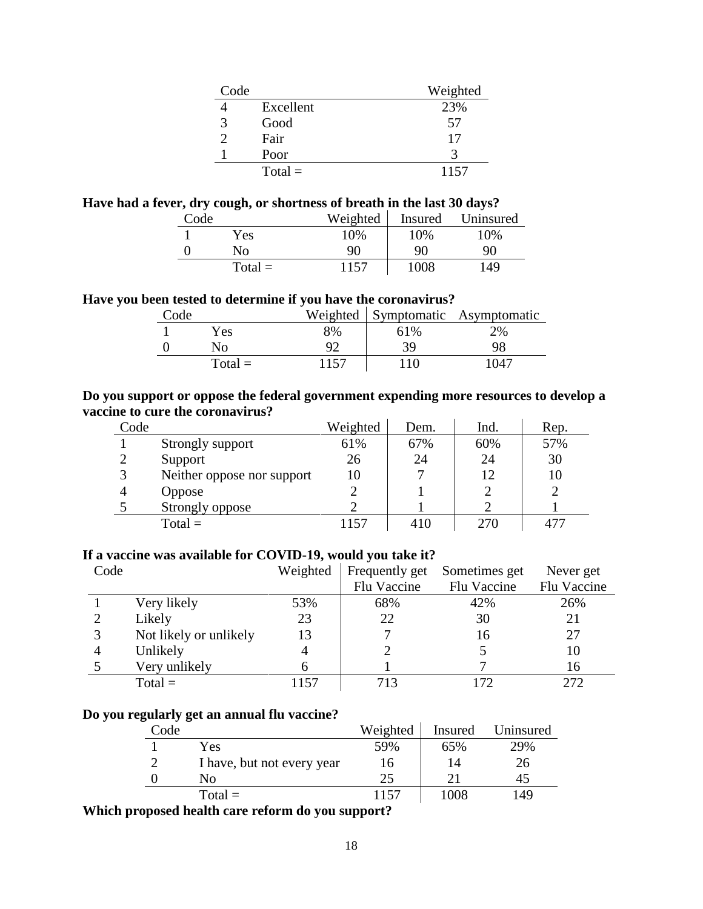| Code | | Weighted |
|---|---|---|
| 4 | Excellent | 23% |
| 3 | Good | 57 |
| 2 | Fair | 17 |
| 1 | Poor | 3 |
| | Total = | 1157 |

**Have had a fever, dry cough, or shortness of breath in the last 30 days?**

| Code | | Weighted | Insured | Uninsured |
|---|---|---|---|---|
| 1 | Yes | 10% | 10% | 10% |
| 0 | No | 90 | 90 | 90 |
| | Total = | 1157 | 1008 | 149 |

**Have you been tested to determine if you have the coronavirus?**

| Code | | Weighted | Symptomatic | Asymptomatic |
|---|---|---|---|---|
| 1 | Yes | 8% | 61% | 2% |
| 0 | No | 92 | 39 | 98 |
| | Total = | 1157 | 110 | 1047 |

**Do you support or oppose the federal government expending more resources to develop a vaccine to cure the coronavirus?**

| Code | | Weighted | Dem. | Ind. | Rep. |
|---|---|---|---|---|---|
| 1 | Strongly support | 61% | 67% | 60% | 57% |
| 2 | Support | 26 | 24 | 24 | 30 |
| 3 | Neither oppose nor support | 10 | 7 | 12 | 10 |
| 4 | Oppose | 2 | 1 | 2 | 2 |
| 5 | Strongly oppose | 2 | 1 | 2 | 1 |
| | Total = | 1157 | 410 | 270 | 477 |

**If a vaccine was available for COVID-19, would you take it?**

| Code | | Weighted | Frequently get Flu Vaccine | Sometimes get Flu Vaccine | Never get Flu Vaccine |
|---|---|---|---|---|---|
| 1 | Very likely | 53% | 68% | 42% | 26% |
| 2 | Likely | 23 | 22 | 30 | 21 |
| 3 | Not likely or unlikely | 13 | 7 | 16 | 27 |
| 4 | Unlikely | 4 | 2 | 5 | 10 |
| 5 | Very unlikely | 6 | 1 | 7 | 16 |
| | Total = | 1157 | 713 | 172 | 272 |

**Do you regularly get an annual flu vaccine?**

| Code | | Weighted | Insured | Uninsured |
|---|---|---|---|---|
| 1 | Yes | 59% | 65% | 29% |
| 2 | I have, but not every year | 16 | 14 | 26 |
| 0 | No | 25 | 21 | 45 |
| | Total = | 1157 | 1008 | 149 |

**Which proposed health care reform do you support?**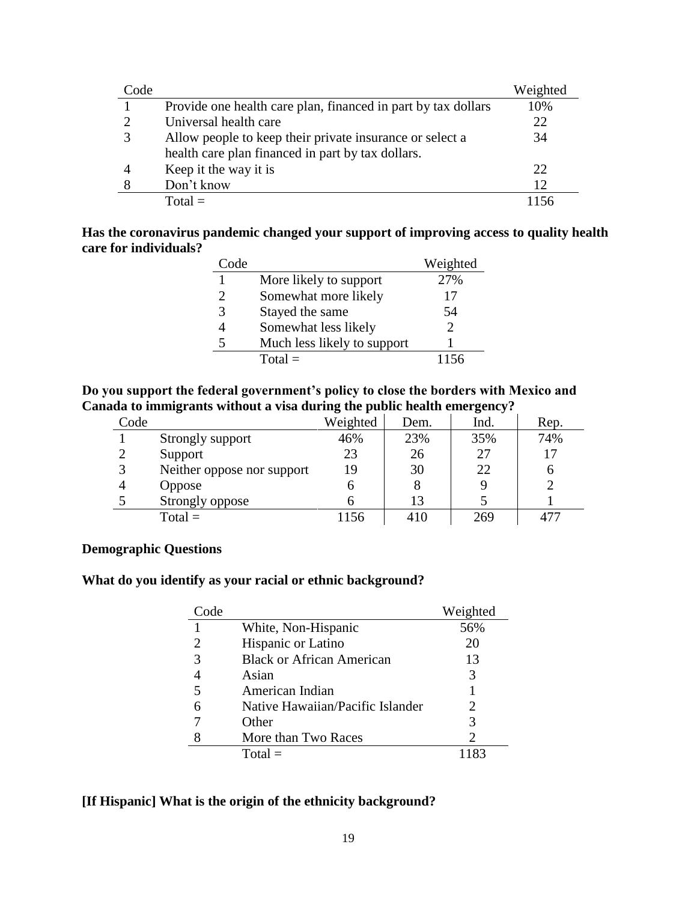| Code | | Weighted |
|---|---|---|
| 1 | Provide one health care plan, financed in part by tax dollars | 10% |
| 2 | Universal health care | 22 |
| 3 | Allow people to keep their private insurance or select a health care plan financed in part by tax dollars. | 34 |
| 4 | Keep it the way it is | 22 |
| 8 | Don't know | 12 |
| | Total = | 1156 |

**Has the coronavirus pandemic changed your support of improving access to quality health care for individuals?**

| Code | | Weighted |
|---|---|---|
| 1 | More likely to support | 27% |
| 2 | Somewhat more likely | 17 |
| 3 | Stayed the same | 54 |
| 4 | Somewhat less likely | 2 |
| 5 | Much less likely to support | 1 |
| | Total = | 1156 |

**Do you support the federal government's policy to close the borders with Mexico and Canada to immigrants without a visa during the public health emergency?**

| Code | | Weighted | Dem. | Ind. | Rep. |
|---|---|---|---|---|---|
| 1 | Strongly support | 46% | 23% | 35% | 74% |
| 2 | Support | 23 | 26 | 27 | 17 |
| 3 | Neither oppose nor support | 19 | 30 | 22 | 6 |
| 4 | Oppose | 6 | 8 | 9 | 2 |
| 5 | Strongly oppose | 6 | 13 | 5 | 1 |
| | Total = | 1156 | 410 | 269 | 477 |

**Demographic Questions**

**What do you identify as your racial or ethnic background?**

| Code | | Weighted |
|---|---|---|
| 1 | White, Non-Hispanic | 56% |
| 2 | Hispanic or Latino | 20 |
| 3 | Black or African American | 13 |
| 4 | Asian | 3 |
| 5 | American Indian | 1 |
| 6 | Native Hawaiian/Pacific Islander | 2 |
| 7 | Other | 3 |
| 8 | More than Two Races | 2 |
| | Total = | 1183 |

**[If Hispanic] What is the origin of the ethnicity background?**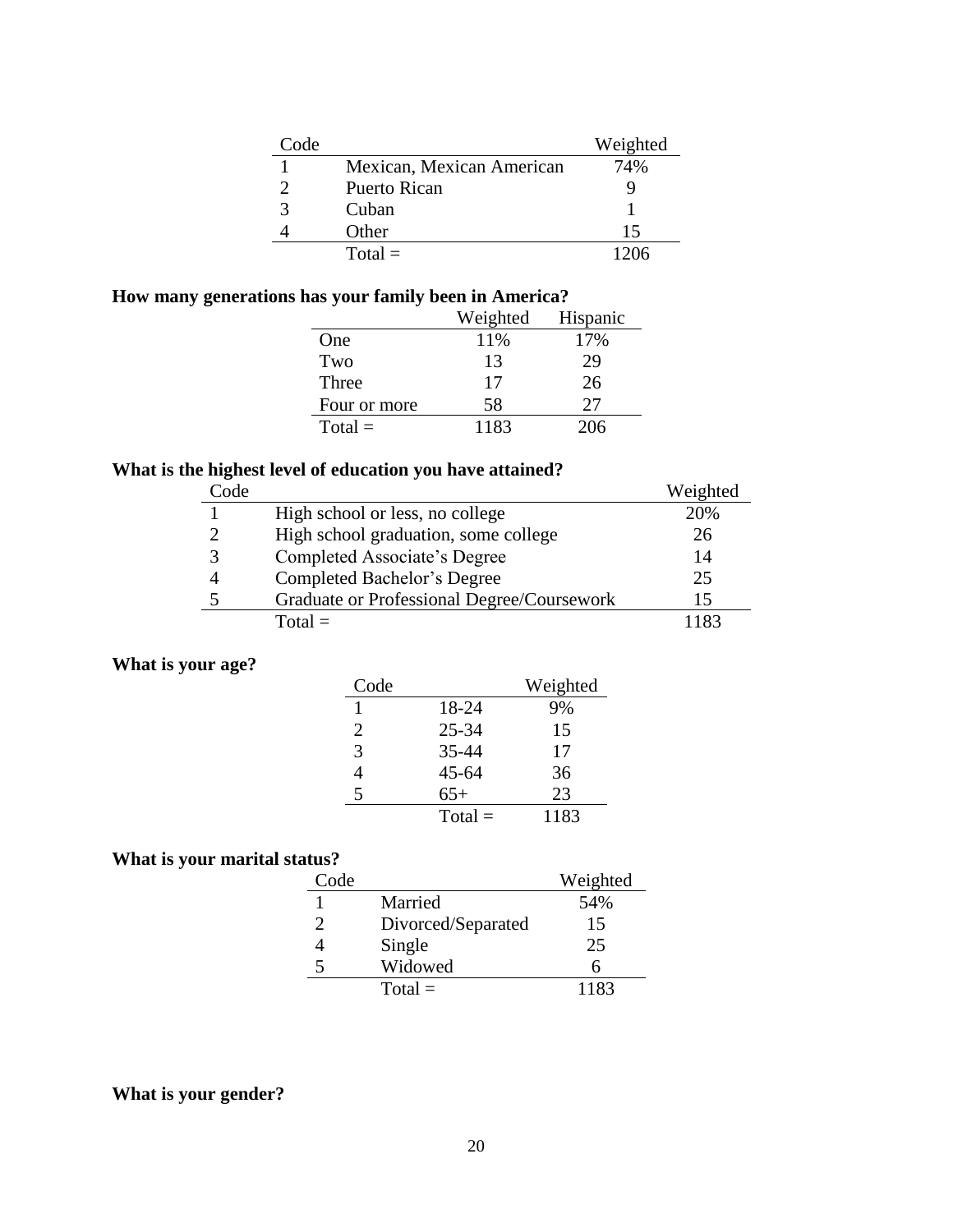| Code | | Weighted |
|---|---|---|
| 1 | Mexican, Mexican American | 74% |
| 2 | Puerto Rican | 9 |
| 3 | Cuban | 1 |
| 4 | Other | 15 |
| | Total = | 1206 |

**How many generations has your family been in America?**

| | Weighted | Hispanic |
|---|---|---|
| One | 11% | 17% |
| Two | 13 | 29 |
| Three | 17 | 26 |
| Four or more | 58 | 27 |
| Total = | 1183 | 206 |

**What is the highest level of education you have attained?**

| Code | | Weighted |
|---|---|---|
| 1 | High school or less, no college | 20% |
| 2 | High school graduation, some college | 26 |
| 3 | Completed Associate's Degree | 14 |
| 4 | Completed Bachelor's Degree | 25 |
| 5 | Graduate or Professional Degree/Coursework | 15 |
| | Total = | 1183 |

**What is your age?**

| Code | | Weighted |
|---|---|---|
| 1 | 18-24 | 9% |
| 2 | 25-34 | 15 |
| 3 | 35-44 | 17 |
| 4 | 45-64 | 36 |
| 5 | 65+ | 23 |
| | Total = | 1183 |

**What is your marital status?**

| Code | | Weighted |
|---|---|---|
| 1 | Married | 54% |
| 2 | Divorced/Separated | 15 |
| 4 | Single | 25 |
| 5 | Widowed | 6 |
| | Total = | 1183 |

**What is your gender?**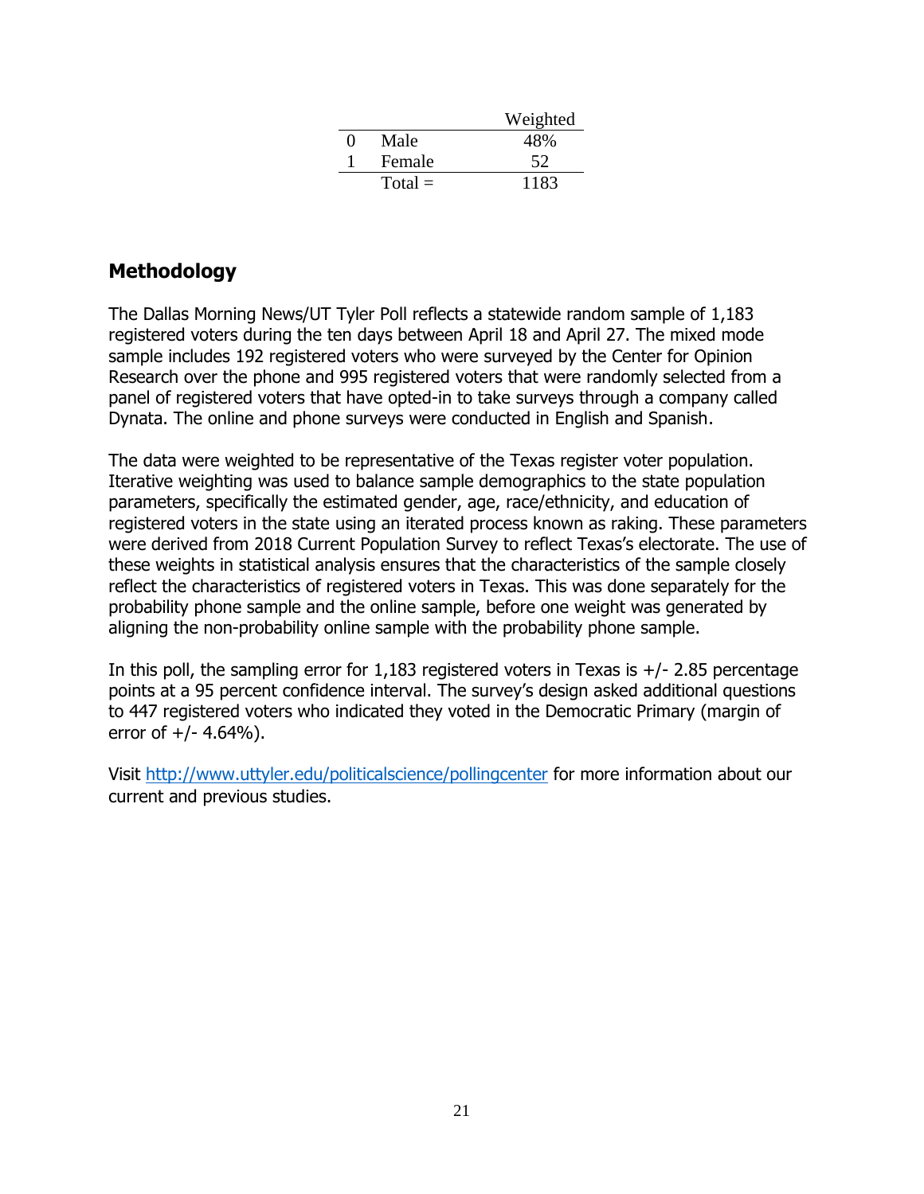| | | Weighted |
|---|---|---|
| 0 | Male | 48% |
| 1 | Female | 52 |
| | Total = | 1183 |

## Methodology

The Dallas Morning News/UT Tyler Poll reflects a statewide random sample of 1,183 registered voters during the ten days between April 18 and April 27. The mixed mode sample includes 192 registered voters who were surveyed by the Center for Opinion Research over the phone and 995 registered voters that were randomly selected from a panel of registered voters that have opted-in to take surveys through a company called Dynata. The online and phone surveys were conducted in English and Spanish.

The data were weighted to be representative of the Texas register voter population. Iterative weighting was used to balance sample demographics to the state population parameters, specifically the estimated gender, age, race/ethnicity, and education of registered voters in the state using an iterated process known as raking. These parameters were derived from 2018 Current Population Survey to reflect Texas's electorate. The use of these weights in statistical analysis ensures that the characteristics of the sample closely reflect the characteristics of registered voters in Texas. This was done separately for the probability phone sample and the online sample, before one weight was generated by aligning the non-probability online sample with the probability phone sample.

In this poll, the sampling error for 1,183 registered voters in Texas is +/- 2.85 percentage points at a 95 percent confidence interval. The survey's design asked additional questions to 447 registered voters who indicated they voted in the Democratic Primary (margin of error of +/- 4.64%).

Visit http://www.uttyler.edu/politicalscience/pollingcenter for more information about our current and previous studies.